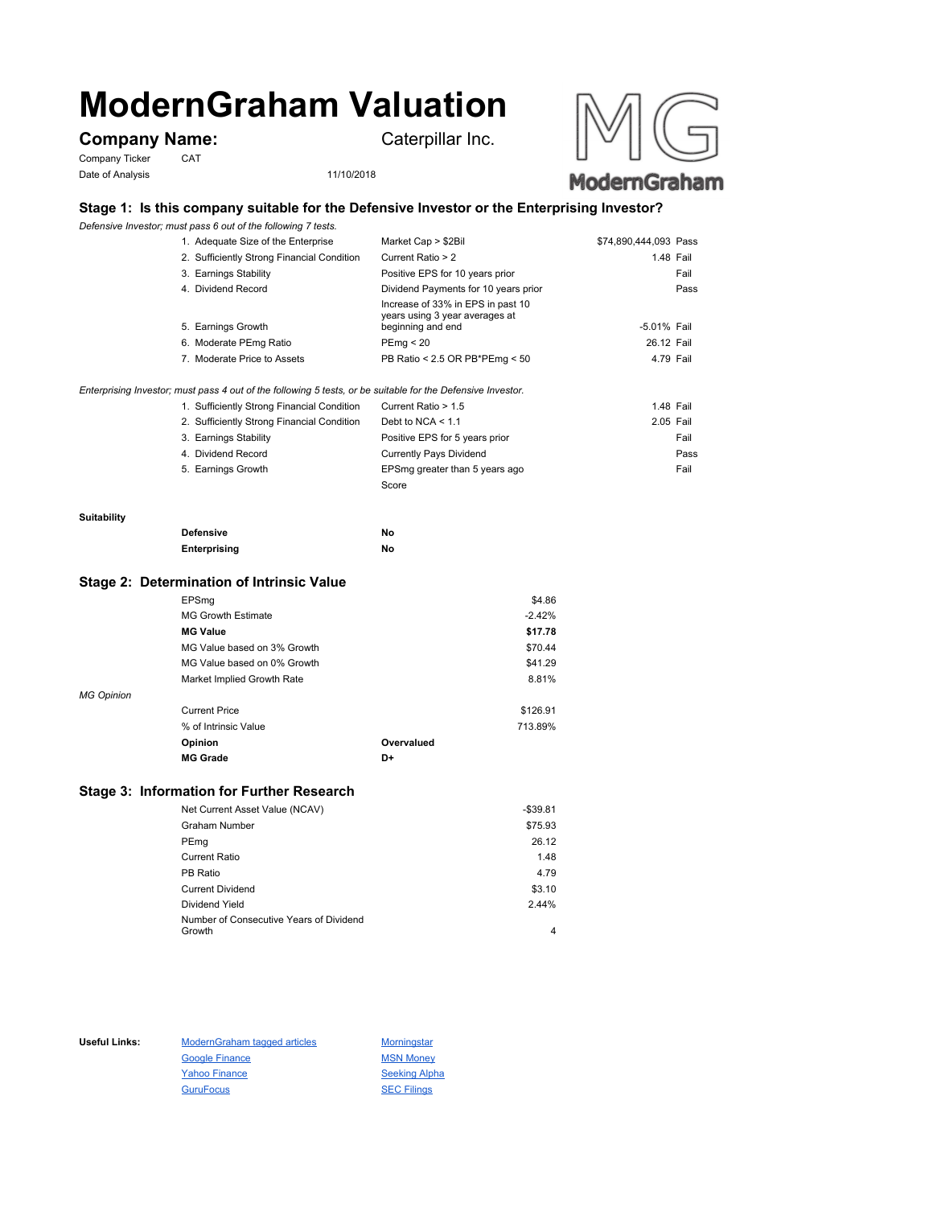# ModernGraham Valuation

**Company Name:** Caterpillar Inc.

Company Ticker: CAT

Date of Analysis: 11/10/2018

## Stage 1: Is this company suitable for the Defensive Investor or the Enterprising Investor?

*Defensive Investor; must pass 6 out of the following 7 tests.*

| Test | Criterion | Value | Result |
|---|---|---|---|
| 1. Adequate Size of the Enterprise | Market Cap > $2Bil | $74,890,444,093 | Pass |
| 2. Sufficiently Strong Financial Condition | Current Ratio > 2 | 1.48 | Fail |
| 3. Earnings Stability | Positive EPS for 10 years prior | | Fail |
| 4. Dividend Record | Dividend Payments for 10 years prior | | Pass |
| 5. Earnings Growth | Increase of 33% in EPS in past 10 years using 3 year averages at beginning and end | -5.01% | Fail |
| 6. Moderate PEmg Ratio | PEmg < 20 | 26.12 | Fail |
| 7. Moderate Price to Assets | PB Ratio < 2.5 OR PB*PEmg < 50 | 4.79 | Fail |

*Enterprising Investor; must pass 4 out of the following 5 tests, or be suitable for the Defensive Investor.*

| Test | Criterion | Value | Result |
|---|---|---|---|
| 1. Sufficiently Strong Financial Condition | Current Ratio > 1.5 | 1.48 | Fail |
| 2. Sufficiently Strong Financial Condition | Debt to NCA < 1.1 | 2.05 | Fail |
| 3. Earnings Stability | Positive EPS for 5 years prior | | Fail |
| 4. Dividend Record | Currently Pays Dividend | | Pass |
| 5. Earnings Growth | EPSmg greater than 5 years ago | | Fail |
| | Score | | |

**Suitability**

| | |
|---|---|
| **Defensive** | **No** |
| **Enterprising** | **No** |

## Stage 2: Determination of Intrinsic Value

| | |
|---|---|
| EPSmg | $4.86 |
| MG Growth Estimate | -2.42% |
| **MG Value** | **$17.78** |
| MG Value based on 3% Growth | $70.44 |
| MG Value based on 0% Growth | $41.29 |
| Market Implied Growth Rate | 8.81% |

*MG Opinion*

| | |
|---|---|
| Current Price | $126.91 |
| % of Intrinsic Value | 713.89% |
| **Opinion** | **Overvalued** |
| **MG Grade** | **D+** |

## Stage 3: Information for Further Research

| | |
|---|---|
| Net Current Asset Value (NCAV) | -$39.81 |
| Graham Number | $75.93 |
| PEmg | 26.12 |
| Current Ratio | 1.48 |
| PB Ratio | 4.79 |
| Current Dividend | $3.10 |
| Dividend Yield | 2.44% |
| Number of Consecutive Years of Dividend Growth | 4 |

**Useful Links:**

- ModernGraham tagged articles
- Google Finance
- Yahoo Finance
- GuruFocus
- Morningstar
- MSN Money
- Seeking Alpha
- SEC Filings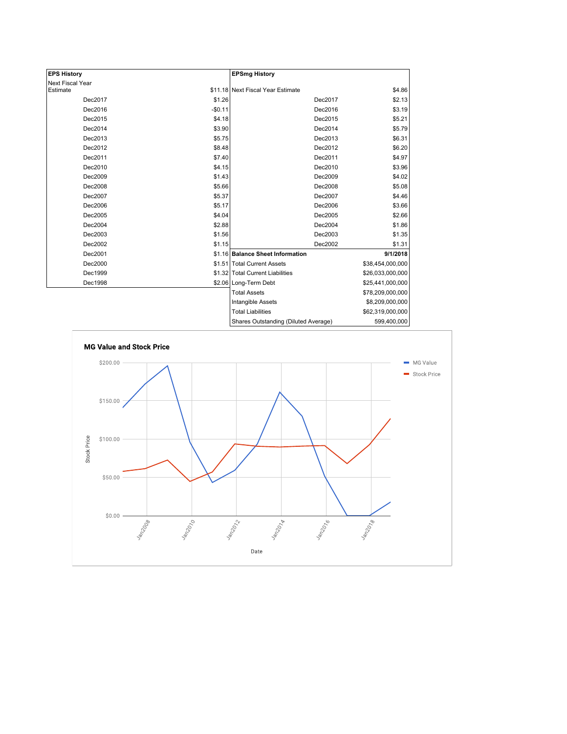| EPS History | |
|---|---|
| Next Fiscal Year Estimate | $11.18 |
| Dec2017 | $1.26 |
| Dec2016 | -$0.11 |
| Dec2015 | $4.18 |
| Dec2014 | $3.90 |
| Dec2013 | $5.75 |
| Dec2012 | $8.48 |
| Dec2011 | $7.40 |
| Dec2010 | $4.15 |
| Dec2009 | $1.43 |
| Dec2008 | $5.66 |
| Dec2007 | $5.37 |
| Dec2006 | $5.17 |
| Dec2005 | $4.04 |
| Dec2004 | $2.88 |
| Dec2003 | $1.56 |
| Dec2002 | $1.15 |
| Dec2001 | $1.16 |
| Dec2000 | $1.51 |
| Dec1999 | $1.32 |
| Dec1998 | $2.06 |

| EPSmg History | |
|---|---|
| Next Fiscal Year Estimate | $4.86 |
| Dec2017 | $2.13 |
| Dec2016 | $3.19 |
| Dec2015 | $5.21 |
| Dec2014 | $5.79 |
| Dec2013 | $6.31 |
| Dec2012 | $6.20 |
| Dec2011 | $4.97 |
| Dec2010 | $3.96 |
| Dec2009 | $4.02 |
| Dec2008 | $5.08 |
| Dec2007 | $4.46 |
| Dec2006 | $3.66 |
| Dec2005 | $2.66 |
| Dec2004 | $1.86 |
| Dec2003 | $1.35 |
| Dec2002 | $1.31 |

| Balance Sheet Information | 9/1/2018 |
|---|---|
| Total Current Assets | $38,454,000,000 |
| Total Current Liabilities | $26,033,000,000 |
| Long-Term Debt | $25,441,000,000 |
| Total Assets | $78,209,000,000 |
| Intangible Assets | $8,209,000,000 |
| Total Liabilities | $62,319,000,000 |
| Shares Outstanding (Diluted Average) | 599,400,000 |

**MG Value and Stock Price**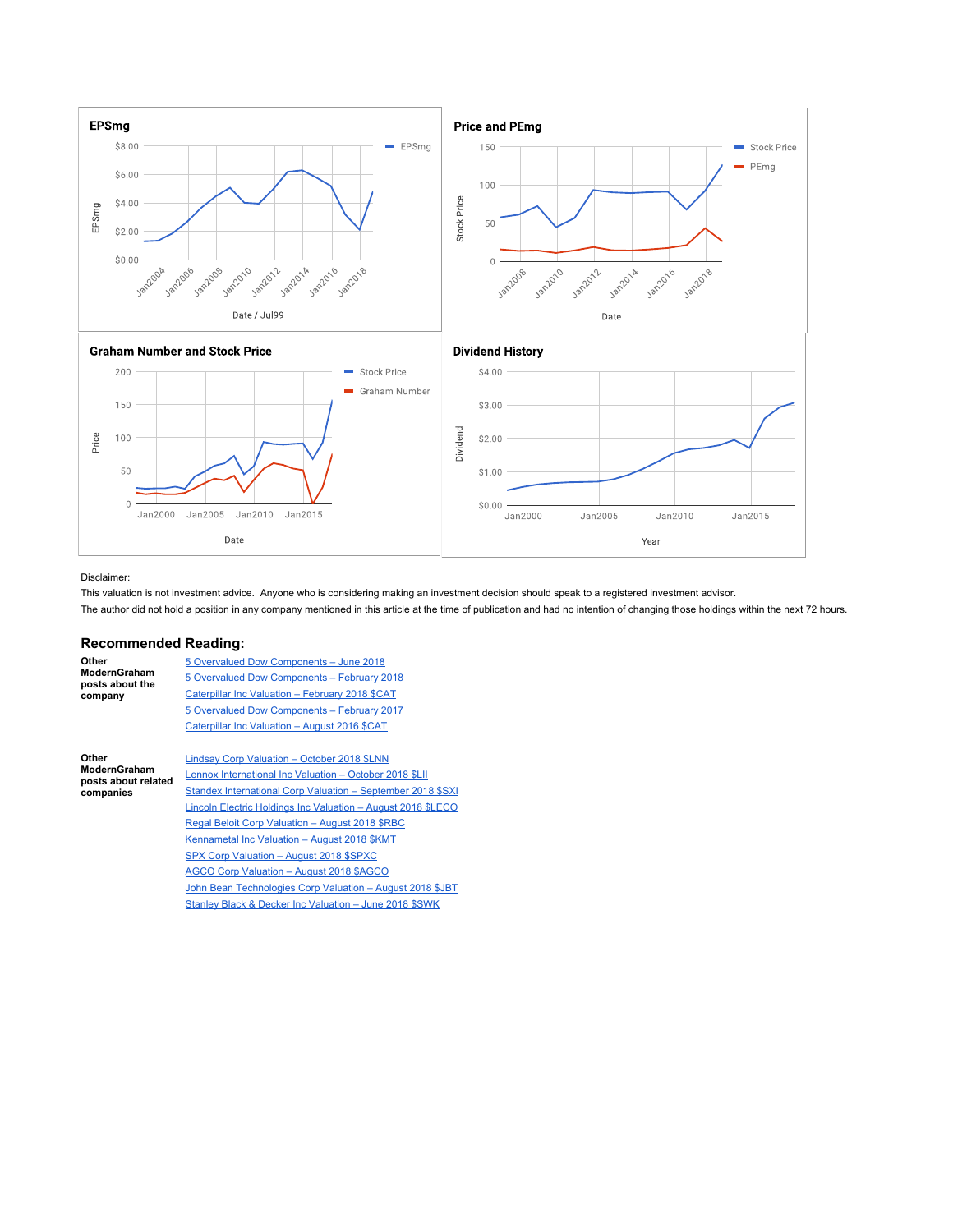EPSmg

$8.00
$6.00
$4.00
$2.00
$0.00

EPSmg

Jan2004 Jan2006 Jan2008 Jan2010 Jan2012 Jan2014 Jan2016 Jan2018

Date / Jul99

Price and PEmg

150
100
50
0

Stock Price

Stock Price
PEmg

Jan2008 Jan2010 Jan2012 Jan2014 Jan2016 Jan2018

Date

Graham Number and Stock Price

200
150
100
50
0

Price

Stock Price
Graham Number

Jan2000 Jan2005 Jan2010 Jan2015

Date

Dividend History

$4.00
$3.00
$2.00
$1.00
$0.00

Dividend

Jan2000 Jan2005 Jan2010 Jan2015

Year

Disclaimer:

This valuation is not investment advice. Anyone who is considering making an investment decision should speak to a registered investment advisor.

The author did not hold a position in any company mentioned in this article at the time of publication and had no intention of changing those holdings within the next 72 hours.

## Recommended Reading:

**Other ModernGraham posts about the company**

- 5 Overvalued Dow Components – June 2018
- 5 Overvalued Dow Components – February 2018
- Caterpillar Inc Valuation – February 2018 $CAT
- 5 Overvalued Dow Components – February 2017
- Caterpillar Inc Valuation – August 2016 $CAT

**Other ModernGraham posts about related companies**

- Lindsay Corp Valuation – October 2018 $LNN
- Lennox International Inc Valuation – October 2018 $LII
- Standex International Corp Valuation – September 2018 $SXI
- Lincoln Electric Holdings Inc Valuation – August 2018 $LECO
- Regal Beloit Corp Valuation – August 2018 $RBC
- Kennametal Inc Valuation – August 2018 $KMT
- SPX Corp Valuation – August 2018 $SPXC
- AGCO Corp Valuation – August 2018 $AGCO
- John Bean Technologies Corp Valuation – August 2018 $JBT
- Stanley Black & Decker Inc Valuation – June 2018 $SWK